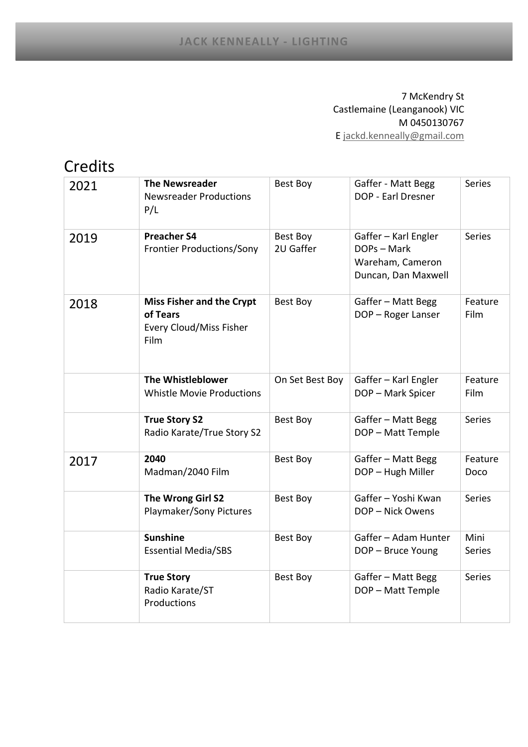# JACK KENNEALLY - LIGHTING

7 McKendry St
Castlemaine (Leanganook) VIC
M 0450130767
E jackd.kenneally@gmail.com

## Credits

| | | | | |
|---|---|---|---|---|
| 2021 | **The Newsreader** Newsreader Productions P/L | Best Boy | Gaffer - Matt Begg DOP - Earl Dresner | Series |
| 2019 | **Preacher S4** Frontier Productions/Sony | Best Boy 2U Gaffer | Gaffer – Karl Engler DOPs – Mark Wareham, Cameron Duncan, Dan Maxwell | Series |
| 2018 | **Miss Fisher and the Crypt of Tears** Every Cloud/Miss Fisher Film | Best Boy | Gaffer – Matt Begg DOP – Roger Lanser | Feature Film |
| | **The Whistleblower** Whistle Movie Productions | On Set Best Boy | Gaffer – Karl Engler DOP – Mark Spicer | Feature Film |
| | **True Story S2** Radio Karate/True Story S2 | Best Boy | Gaffer – Matt Begg DOP – Matt Temple | Series |
| 2017 | **2040** Madman/2040 Film | Best Boy | Gaffer – Matt Begg DOP – Hugh Miller | Feature Doco |
| | **The Wrong Girl S2** Playmaker/Sony Pictures | Best Boy | Gaffer – Yoshi Kwan DOP – Nick Owens | Series |
| | **Sunshine** Essential Media/SBS | Best Boy | Gaffer – Adam Hunter DOP – Bruce Young | Mini Series |
| | **True Story** Radio Karate/ST Productions | Best Boy | Gaffer – Matt Begg DOP – Matt Temple | Series |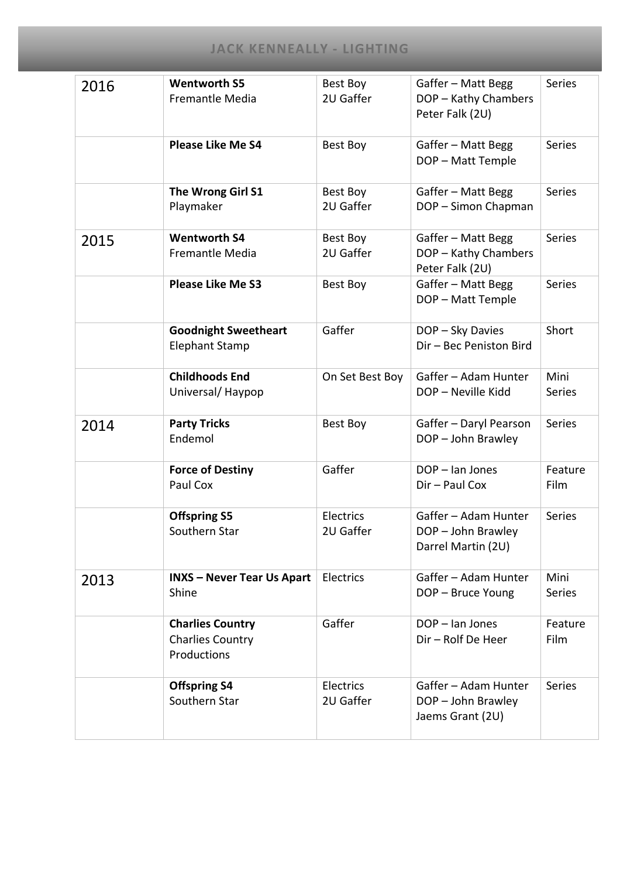| | | | | |
|---|---|---|---|---|
| 2016 | **Wentworth S5**<br>Fremantle Media | Best Boy<br>2U Gaffer | Gaffer – Matt Begg<br>DOP – Kathy Chambers<br>Peter Falk (2U) | Series |
| | **Please Like Me S4** | Best Boy | Gaffer – Matt Begg<br>DOP – Matt Temple | Series |
| | **The Wrong Girl S1**<br>Playmaker | Best Boy<br>2U Gaffer | Gaffer – Matt Begg<br>DOP – Simon Chapman | Series |
| 2015 | **Wentworth S4**<br>Fremantle Media | Best Boy<br>2U Gaffer | Gaffer – Matt Begg<br>DOP – Kathy Chambers<br>Peter Falk (2U) | Series |
| | **Please Like Me S3** | Best Boy | Gaffer – Matt Begg<br>DOP – Matt Temple | Series |
| | **Goodnight Sweetheart**<br>Elephant Stamp | Gaffer | DOP – Sky Davies<br>Dir – Bec Peniston Bird | Short |
| | **Childhoods End**<br>Universal/ Haypop | On Set Best Boy | Gaffer – Adam Hunter<br>DOP – Neville Kidd | Mini Series |
| 2014 | **Party Tricks**<br>Endemol | Best Boy | Gaffer – Daryl Pearson<br>DOP – John Brawley | Series |
| | **Force of Destiny**<br>Paul Cox | Gaffer | DOP – Ian Jones<br>Dir – Paul Cox | Feature Film |
| | **Offspring S5**<br>Southern Star | Electrics<br>2U Gaffer | Gaffer – Adam Hunter<br>DOP – John Brawley<br>Darrel Martin (2U) | Series |
| 2013 | **INXS – Never Tear Us Apart**<br>Shine | Electrics | Gaffer – Adam Hunter<br>DOP – Bruce Young | Mini Series |
| | **Charlies Country**<br>Charlies Country Productions | Gaffer | DOP – Ian Jones<br>Dir – Rolf De Heer | Feature Film |
| | **Offspring S4**<br>Southern Star | Electrics<br>2U Gaffer | Gaffer – Adam Hunter<br>DOP – John Brawley<br>Jaems Grant (2U) | Series |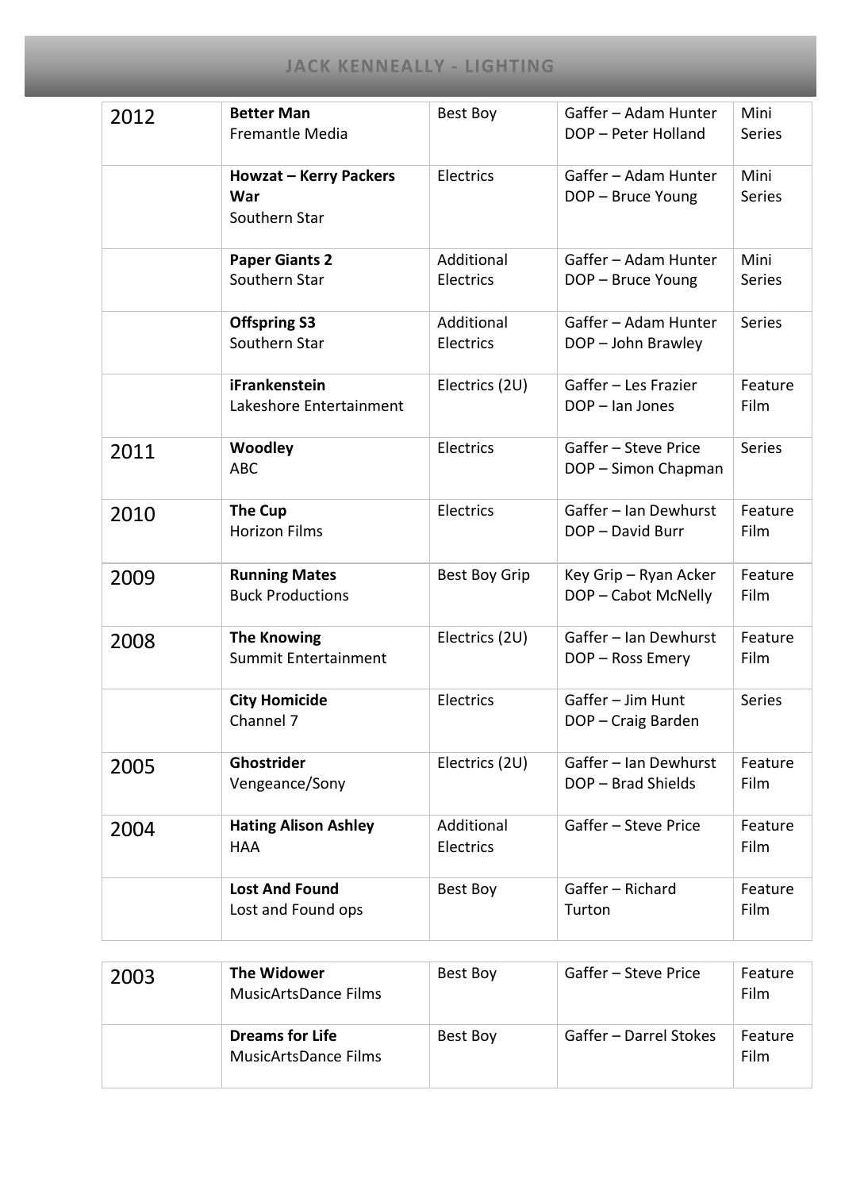| 2012 | **Better Man** Fremantle Media | Best Boy | Gaffer – Adam Hunter DOP – Peter Holland | Mini Series |
|---|---|---|---|---|
| | **Howzat – Kerry Packers War** Southern Star | Electrics | Gaffer – Adam Hunter DOP – Bruce Young | Mini Series |
| | **Paper Giants 2** Southern Star | Additional Electrics | Gaffer – Adam Hunter DOP – Bruce Young | Mini Series |
| | **Offspring S3** Southern Star | Additional Electrics | Gaffer – Adam Hunter DOP – John Brawley | Series |
| | **iFrankenstein** Lakeshore Entertainment | Electrics (2U) | Gaffer – Les Frazier DOP – Ian Jones | Feature Film |
| 2011 | **Woodley** ABC | Electrics | Gaffer – Steve Price DOP – Simon Chapman | Series |
| 2010 | **The Cup** Horizon Films | Electrics | Gaffer – Ian Dewhurst DOP – David Burr | Feature Film |
| 2009 | **Running Mates** Buck Productions | Best Boy Grip | Key Grip – Ryan Acker DOP – Cabot McNelly | Feature Film |
| 2008 | **The Knowing** Summit Entertainment | Electrics (2U) | Gaffer – Ian Dewhurst DOP – Ross Emery | Feature Film |
| | **City Homicide** Channel 7 | Electrics | Gaffer – Jim Hunt DOP – Craig Barden | Series |
| 2005 | **Ghostrider** Vengeance/Sony | Electrics (2U) | Gaffer – Ian Dewhurst DOP – Brad Shields | Feature Film |
| 2004 | **Hating Alison Ashley** HAA | Additional Electrics | Gaffer – Steve Price | Feature Film |
| | **Lost And Found** Lost and Found ops | Best Boy | Gaffer – Richard Turton | Feature Film |
| 2003 | **The Widower** MusicArtsDance Films | Best Boy | Gaffer – Steve Price | Feature Film |
| | **Dreams for Life** MusicArtsDance Films | Best Boy | Gaffer – Darrel Stokes | Feature Film |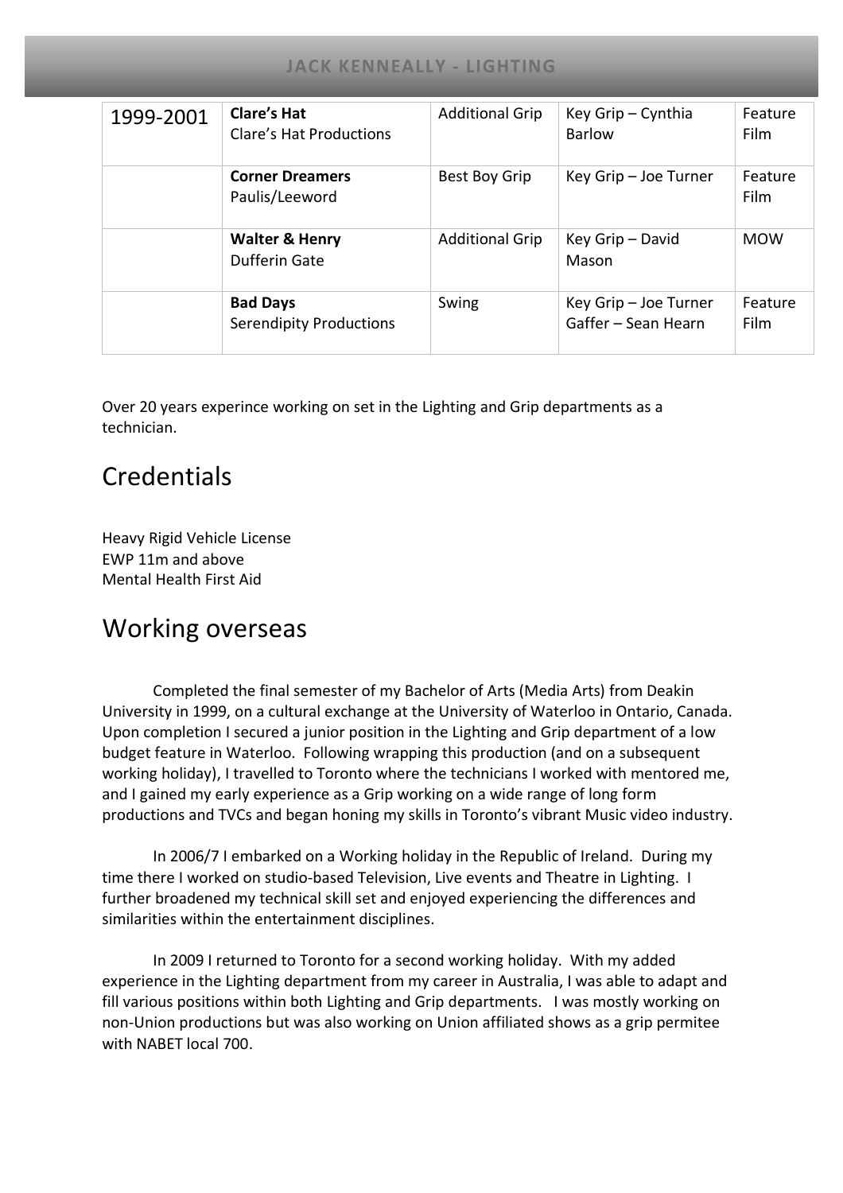| | | | | |
|---|---|---|---|---|
| 1999-2001 | **Clare's Hat**<br>Clare's Hat Productions | Additional Grip | Key Grip – Cynthia Barlow | Feature Film |
| | **Corner Dreamers**<br>Paulis/Leeword | Best Boy Grip | Key Grip – Joe Turner | Feature Film |
| | **Walter & Henry**<br>Dufferin Gate | Additional Grip | Key Grip – David Mason | MOW |
| | **Bad Days**<br>Serendipity Productions | Swing | Key Grip – Joe Turner<br>Gaffer – Sean Hearn | Feature Film |

Over 20 years experince working on set in the Lighting and Grip departments as a technician.

# Credentials

Heavy Rigid Vehicle License
EWP 11m and above
Mental Health First Aid

# Working overseas

Completed the final semester of my Bachelor of Arts (Media Arts) from Deakin University in 1999, on a cultural exchange at the University of Waterloo in Ontario, Canada. Upon completion I secured a junior position in the Lighting and Grip department of a low budget feature in Waterloo. Following wrapping this production (and on a subsequent working holiday), I travelled to Toronto where the technicians I worked with mentored me, and I gained my early experience as a Grip working on a wide range of long form productions and TVCs and began honing my skills in Toronto's vibrant Music video industry.

In 2006/7 I embarked on a Working holiday in the Republic of Ireland. During my time there I worked on studio-based Television, Live events and Theatre in Lighting. I further broadened my technical skill set and enjoyed experiencing the differences and similarities within the entertainment disciplines.

In 2009 I returned to Toronto for a second working holiday. With my added experience in the Lighting department from my career in Australia, I was able to adapt and fill various positions within both Lighting and Grip departments. I was mostly working on non-Union productions but was also working on Union affiliated shows as a grip permitee with NABET local 700.